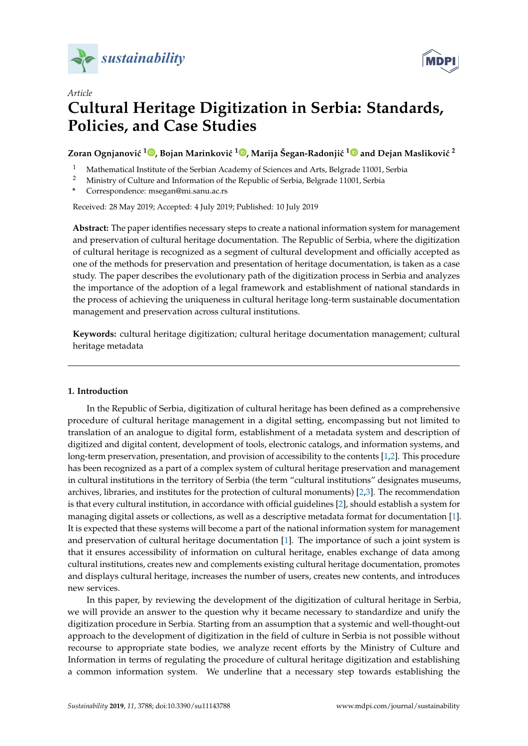*Article*

# Cultural Heritage Digitization in Serbia: Standards, Policies, and Case Studies

**Zoran Ognjanović [1], Bojan Marinković [1], Marija Šegan-Radonjić [1] and Dejan Masliković [2]**

[1] Mathematical Institute of the Serbian Academy of Sciences and Arts, Belgrade 11001, Serbia
[2] Ministry of Culture and Information of the Republic of Serbia, Belgrade 11001, Serbia
* Correspondence: msegan@mi.sanu.ac.rs

Received: 28 May 2019; Accepted: 4 July 2019; Published: 10 July 2019

**Abstract:** The paper identifies necessary steps to create a national information system for management and preservation of cultural heritage documentation. The Republic of Serbia, where the digitization of cultural heritage is recognized as a segment of cultural development and officially accepted as one of the methods for preservation and presentation of heritage documentation, is taken as a case study. The paper describes the evolutionary path of the digitization process in Serbia and analyzes the importance of the adoption of a legal framework and establishment of national standards in the process of achieving the uniqueness in cultural heritage long-term sustainable documentation management and preservation across cultural institutions.

**Keywords:** cultural heritage digitization; cultural heritage documentation management; cultural heritage metadata

## 1. Introduction

In the Republic of Serbia, digitization of cultural heritage has been defined as a comprehensive procedure of cultural heritage management in a digital setting, encompassing but not limited to translation of an analogue to digital form, establishment of a metadata system and description of digitized and digital content, development of tools, electronic catalogs, and information systems, and long-term preservation, presentation, and provision of accessibility to the contents [1,2]. This procedure has been recognized as a part of a complex system of cultural heritage preservation and management in cultural institutions in the territory of Serbia (the term "cultural institutions" designates museums, archives, libraries, and institutes for the protection of cultural monuments) [2,3]. The recommendation is that every cultural institution, in accordance with official guidelines [2], should establish a system for managing digital assets or collections, as well as a descriptive metadata format for documentation [1]. It is expected that these systems will become a part of the national information system for management and preservation of cultural heritage documentation [1]. The importance of such a joint system is that it ensures accessibility of information on cultural heritage, enables exchange of data among cultural institutions, creates new and complements existing cultural heritage documentation, promotes and displays cultural heritage, increases the number of users, creates new contents, and introduces new services.

In this paper, by reviewing the development of the digitization of cultural heritage in Serbia, we will provide an answer to the question why it became necessary to standardize and unify the digitization procedure in Serbia. Starting from an assumption that a systemic and well-thought-out approach to the development of digitization in the field of culture in Serbia is not possible without recourse to appropriate state bodies, we analyze recent efforts by the Ministry of Culture and Information in terms of regulating the procedure of cultural heritage digitization and establishing a common information system. We underline that a necessary step towards establishing the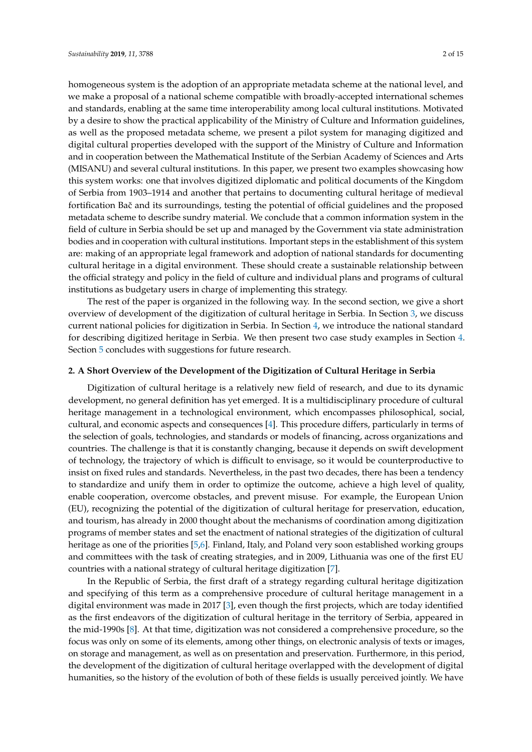homogeneous system is the adoption of an appropriate metadata scheme at the national level, and we make a proposal of a national scheme compatible with broadly-accepted international schemes and standards, enabling at the same time interoperability among local cultural institutions. Motivated by a desire to show the practical applicability of the Ministry of Culture and Information guidelines, as well as the proposed metadata scheme, we present a pilot system for managing digitized and digital cultural properties developed with the support of the Ministry of Culture and Information and in cooperation between the Mathematical Institute of the Serbian Academy of Sciences and Arts (MISANU) and several cultural institutions. In this paper, we present two examples showcasing how this system works: one that involves digitized diplomatic and political documents of the Kingdom of Serbia from 1903–1914 and another that pertains to documenting cultural heritage of medieval fortification Bač and its surroundings, testing the potential of official guidelines and the proposed metadata scheme to describe sundry material. We conclude that a common information system in the field of culture in Serbia should be set up and managed by the Government via state administration bodies and in cooperation with cultural institutions. Important steps in the establishment of this system are: making of an appropriate legal framework and adoption of national standards for documenting cultural heritage in a digital environment. These should create a sustainable relationship between the official strategy and policy in the field of culture and individual plans and programs of cultural institutions as budgetary users in charge of implementing this strategy.

The rest of the paper is organized in the following way. In the second section, we give a short overview of development of the digitization of cultural heritage in Serbia. In Section 3, we discuss current national policies for digitization in Serbia. In Section 4, we introduce the national standard for describing digitized heritage in Serbia. We then present two case study examples in Section 4. Section 5 concludes with suggestions for future research.

## 2. A Short Overview of the Development of the Digitization of Cultural Heritage in Serbia

Digitization of cultural heritage is a relatively new field of research, and due to its dynamic development, no general definition has yet emerged. It is a multidisciplinary procedure of cultural heritage management in a technological environment, which encompasses philosophical, social, cultural, and economic aspects and consequences [4]. This procedure differs, particularly in terms of the selection of goals, technologies, and standards or models of financing, across organizations and countries. The challenge is that it is constantly changing, because it depends on swift development of technology, the trajectory of which is difficult to envisage, so it would be counterproductive to insist on fixed rules and standards. Nevertheless, in the past two decades, there has been a tendency to standardize and unify them in order to optimize the outcome, achieve a high level of quality, enable cooperation, overcome obstacles, and prevent misuse. For example, the European Union (EU), recognizing the potential of the digitization of cultural heritage for preservation, education, and tourism, has already in 2000 thought about the mechanisms of coordination among digitization programs of member states and set the enactment of national strategies of the digitization of cultural heritage as one of the priorities [5,6]. Finland, Italy, and Poland very soon established working groups and committees with the task of creating strategies, and in 2009, Lithuania was one of the first EU countries with a national strategy of cultural heritage digitization [7].

In the Republic of Serbia, the first draft of a strategy regarding cultural heritage digitization and specifying of this term as a comprehensive procedure of cultural heritage management in a digital environment was made in 2017 [3], even though the first projects, which are today identified as the first endeavors of the digitization of cultural heritage in the territory of Serbia, appeared in the mid-1990s [8]. At that time, digitization was not considered a comprehensive procedure, so the focus was only on some of its elements, among other things, on electronic analysis of texts or images, on storage and management, as well as on presentation and preservation. Furthermore, in this period, the development of the digitization of cultural heritage overlapped with the development of digital humanities, so the history of the evolution of both of these fields is usually perceived jointly. We have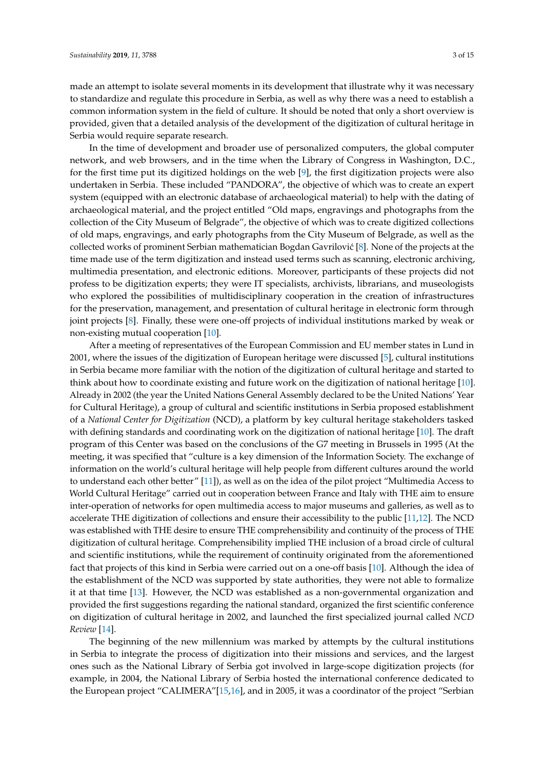made an attempt to isolate several moments in its development that illustrate why it was necessary to standardize and regulate this procedure in Serbia, as well as why there was a need to establish a common information system in the field of culture. It should be noted that only a short overview is provided, given that a detailed analysis of the development of the digitization of cultural heritage in Serbia would require separate research.

In the time of development and broader use of personalized computers, the global computer network, and web browsers, and in the time when the Library of Congress in Washington, D.C., for the first time put its digitized holdings on the web [9], the first digitization projects were also undertaken in Serbia. These included "PANDORA", the objective of which was to create an expert system (equipped with an electronic database of archaeological material) to help with the dating of archaeological material, and the project entitled "Old maps, engravings and photographs from the collection of the City Museum of Belgrade", the objective of which was to create digitized collections of old maps, engravings, and early photographs from the City Museum of Belgrade, as well as the collected works of prominent Serbian mathematician Bogdan Gavrilović [8]. None of the projects at the time made use of the term digitization and instead used terms such as scanning, electronic archiving, multimedia presentation, and electronic editions. Moreover, participants of these projects did not profess to be digitization experts; they were IT specialists, archivists, librarians, and museologists who explored the possibilities of multidisciplinary cooperation in the creation of infrastructures for the preservation, management, and presentation of cultural heritage in electronic form through joint projects [8]. Finally, these were one-off projects of individual institutions marked by weak or non-existing mutual cooperation [10].

After a meeting of representatives of the European Commission and EU member states in Lund in 2001, where the issues of the digitization of European heritage were discussed [5], cultural institutions in Serbia became more familiar with the notion of the digitization of cultural heritage and started to think about how to coordinate existing and future work on the digitization of national heritage [10]. Already in 2002 (the year the United Nations General Assembly declared to be the United Nations' Year for Cultural Heritage), a group of cultural and scientific institutions in Serbia proposed establishment of a *National Center for Digitization* (NCD), a platform by key cultural heritage stakeholders tasked with defining standards and coordinating work on the digitization of national heritage [10]. The draft program of this Center was based on the conclusions of the G7 meeting in Brussels in 1995 (At the meeting, it was specified that "culture is a key dimension of the Information Society. The exchange of information on the world's cultural heritage will help people from different cultures around the world to understand each other better" [11]), as well as on the idea of the pilot project "Multimedia Access to World Cultural Heritage" carried out in cooperation between France and Italy with THE aim to ensure inter-operation of networks for open multimedia access to major museums and galleries, as well as to accelerate THE digitization of collections and ensure their accessibility to the public [11,12]. The NCD was established with THE desire to ensure THE comprehensibility and continuity of the process of THE digitization of cultural heritage. Comprehensibility implied THE inclusion of a broad circle of cultural and scientific institutions, while the requirement of continuity originated from the aforementioned fact that projects of this kind in Serbia were carried out on a one-off basis [10]. Although the idea of the establishment of the NCD was supported by state authorities, they were not able to formalize it at that time [13]. However, the NCD was established as a non-governmental organization and provided the first suggestions regarding the national standard, organized the first scientific conference on digitization of cultural heritage in 2002, and launched the first specialized journal called *NCD Review* [14].

The beginning of the new millennium was marked by attempts by the cultural institutions in Serbia to integrate the process of digitization into their missions and services, and the largest ones such as the National Library of Serbia got involved in large-scope digitization projects (for example, in 2004, the National Library of Serbia hosted the international conference dedicated to the European project "CALIMERA"[15,16], and in 2005, it was a coordinator of the project "Serbian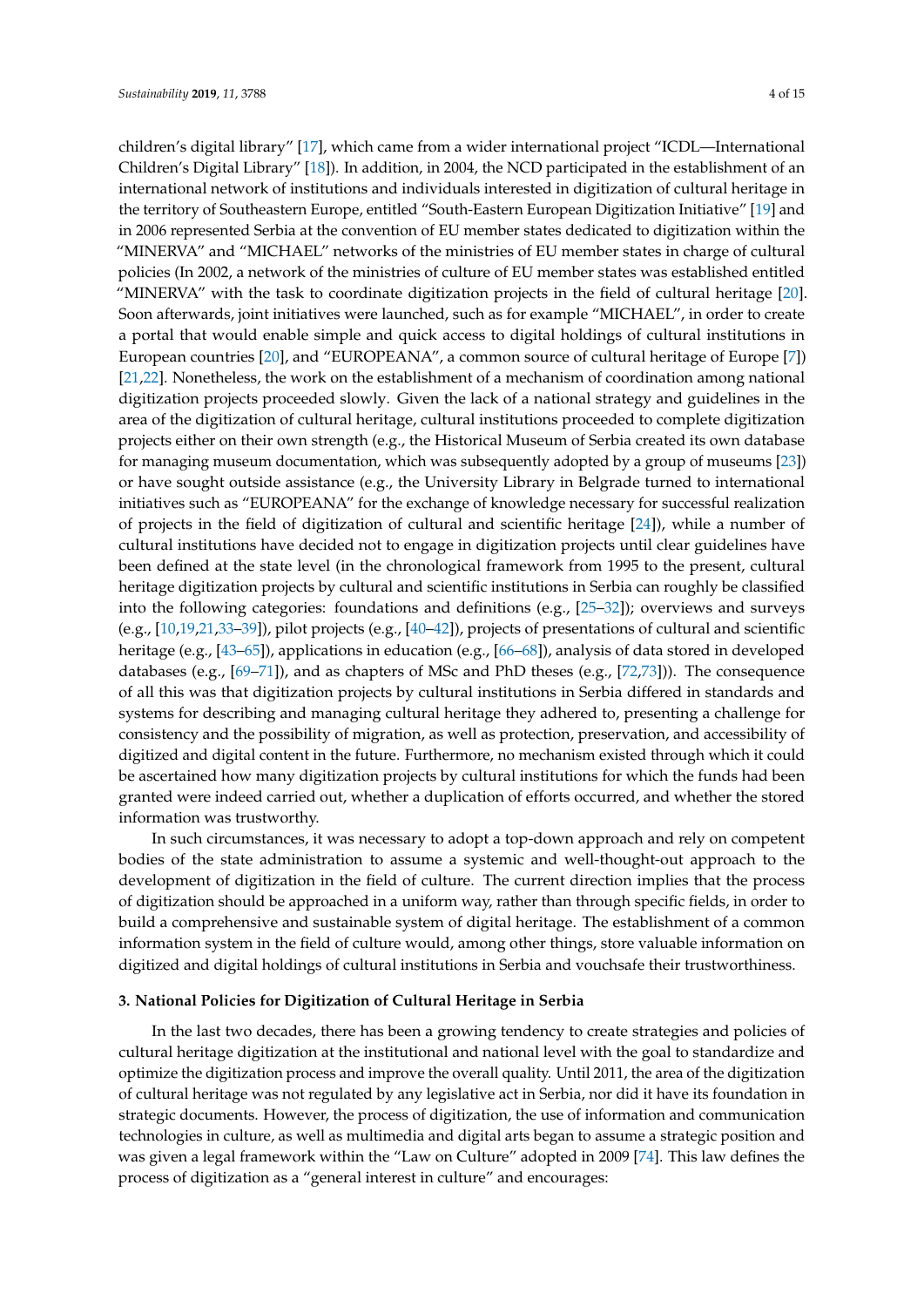children's digital library" [17], which came from a wider international project "ICDL—International Children's Digital Library" [18]). In addition, in 2004, the NCD participated in the establishment of an international network of institutions and individuals interested in digitization of cultural heritage in the territory of Southeastern Europe, entitled "South-Eastern European Digitization Initiative" [19] and in 2006 represented Serbia at the convention of EU member states dedicated to digitization within the "MINERVA" and "MICHAEL" networks of the ministries of EU member states in charge of cultural policies (In 2002, a network of the ministries of culture of EU member states was established entitled "MINERVA" with the task to coordinate digitization projects in the field of cultural heritage [20]. Soon afterwards, joint initiatives were launched, such as for example "MICHAEL", in order to create a portal that would enable simple and quick access to digital holdings of cultural institutions in European countries [20], and "EUROPEANA", a common source of cultural heritage of Europe [7]) [21,22]. Nonetheless, the work on the establishment of a mechanism of coordination among national digitization projects proceeded slowly. Given the lack of a national strategy and guidelines in the area of the digitization of cultural heritage, cultural institutions proceeded to complete digitization projects either on their own strength (e.g., the Historical Museum of Serbia created its own database for managing museum documentation, which was subsequently adopted by a group of museums [23]) or have sought outside assistance (e.g., the University Library in Belgrade turned to international initiatives such as "EUROPEANA" for the exchange of knowledge necessary for successful realization of projects in the field of digitization of cultural and scientific heritage [24]), while a number of cultural institutions have decided not to engage in digitization projects until clear guidelines have been defined at the state level (in the chronological framework from 1995 to the present, cultural heritage digitization projects by cultural and scientific institutions in Serbia can roughly be classified into the following categories: foundations and definitions (e.g., [25–32]); overviews and surveys (e.g., [10,19,21,33–39]), pilot projects (e.g., [40–42]), projects of presentations of cultural and scientific heritage (e.g., [43–65]), applications in education (e.g., [66–68]), analysis of data stored in developed databases (e.g., [69–71]), and as chapters of MSc and PhD theses (e.g., [72,73])). The consequence of all this was that digitization projects by cultural institutions in Serbia differed in standards and systems for describing and managing cultural heritage they adhered to, presenting a challenge for consistency and the possibility of migration, as well as protection, preservation, and accessibility of digitized and digital content in the future. Furthermore, no mechanism existed through which it could be ascertained how many digitization projects by cultural institutions for which the funds had been granted were indeed carried out, whether a duplication of efforts occurred, and whether the stored information was trustworthy.

In such circumstances, it was necessary to adopt a top-down approach and rely on competent bodies of the state administration to assume a systemic and well-thought-out approach to the development of digitization in the field of culture. The current direction implies that the process of digitization should be approached in a uniform way, rather than through specific fields, in order to build a comprehensive and sustainable system of digital heritage. The establishment of a common information system in the field of culture would, among other things, store valuable information on digitized and digital holdings of cultural institutions in Serbia and vouchsafe their trustworthiness.

## 3. National Policies for Digitization of Cultural Heritage in Serbia

In the last two decades, there has been a growing tendency to create strategies and policies of cultural heritage digitization at the institutional and national level with the goal to standardize and optimize the digitization process and improve the overall quality. Until 2011, the area of the digitization of cultural heritage was not regulated by any legislative act in Serbia, nor did it have its foundation in strategic documents. However, the process of digitization, the use of information and communication technologies in culture, as well as multimedia and digital arts began to assume a strategic position and was given a legal framework within the "Law on Culture" adopted in 2009 [74]. This law defines the process of digitization as a "general interest in culture" and encourages: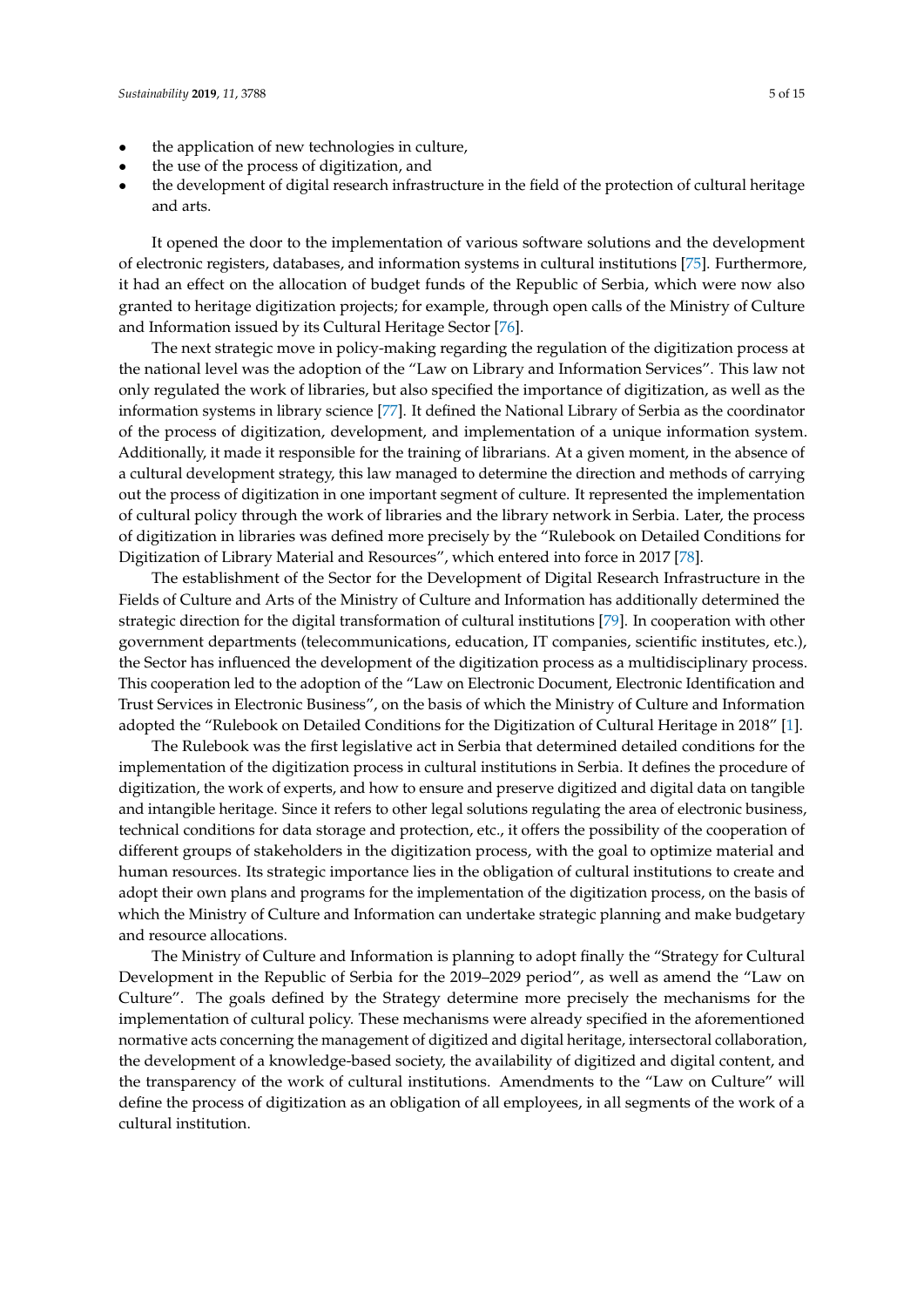- the application of new technologies in culture,
- the use of the process of digitization, and
- the development of digital research infrastructure in the field of the protection of cultural heritage and arts.

It opened the door to the implementation of various software solutions and the development of electronic registers, databases, and information systems in cultural institutions [75]. Furthermore, it had an effect on the allocation of budget funds of the Republic of Serbia, which were now also granted to heritage digitization projects; for example, through open calls of the Ministry of Culture and Information issued by its Cultural Heritage Sector [76].

The next strategic move in policy-making regarding the regulation of the digitization process at the national level was the adoption of the "Law on Library and Information Services". This law not only regulated the work of libraries, but also specified the importance of digitization, as well as the information systems in library science [77]. It defined the National Library of Serbia as the coordinator of the process of digitization, development, and implementation of a unique information system. Additionally, it made it responsible for the training of librarians. At a given moment, in the absence of a cultural development strategy, this law managed to determine the direction and methods of carrying out the process of digitization in one important segment of culture. It represented the implementation of cultural policy through the work of libraries and the library network in Serbia. Later, the process of digitization in libraries was defined more precisely by the "Rulebook on Detailed Conditions for Digitization of Library Material and Resources", which entered into force in 2017 [78].

The establishment of the Sector for the Development of Digital Research Infrastructure in the Fields of Culture and Arts of the Ministry of Culture and Information has additionally determined the strategic direction for the digital transformation of cultural institutions [79]. In cooperation with other government departments (telecommunications, education, IT companies, scientific institutes, etc.), the Sector has influenced the development of the digitization process as a multidisciplinary process. This cooperation led to the adoption of the "Law on Electronic Document, Electronic Identification and Trust Services in Electronic Business", on the basis of which the Ministry of Culture and Information adopted the "Rulebook on Detailed Conditions for the Digitization of Cultural Heritage in 2018" [1].

The Rulebook was the first legislative act in Serbia that determined detailed conditions for the implementation of the digitization process in cultural institutions in Serbia. It defines the procedure of digitization, the work of experts, and how to ensure and preserve digitized and digital data on tangible and intangible heritage. Since it refers to other legal solutions regulating the area of electronic business, technical conditions for data storage and protection, etc., it offers the possibility of the cooperation of different groups of stakeholders in the digitization process, with the goal to optimize material and human resources. Its strategic importance lies in the obligation of cultural institutions to create and adopt their own plans and programs for the implementation of the digitization process, on the basis of which the Ministry of Culture and Information can undertake strategic planning and make budgetary and resource allocations.

The Ministry of Culture and Information is planning to adopt finally the "Strategy for Cultural Development in the Republic of Serbia for the 2019–2029 period", as well as amend the "Law on Culture". The goals defined by the Strategy determine more precisely the mechanisms for the implementation of cultural policy. These mechanisms were already specified in the aforementioned normative acts concerning the management of digitized and digital heritage, intersectoral collaboration, the development of a knowledge-based society, the availability of digitized and digital content, and the transparency of the work of cultural institutions. Amendments to the "Law on Culture" will define the process of digitization as an obligation of all employees, in all segments of the work of a cultural institution.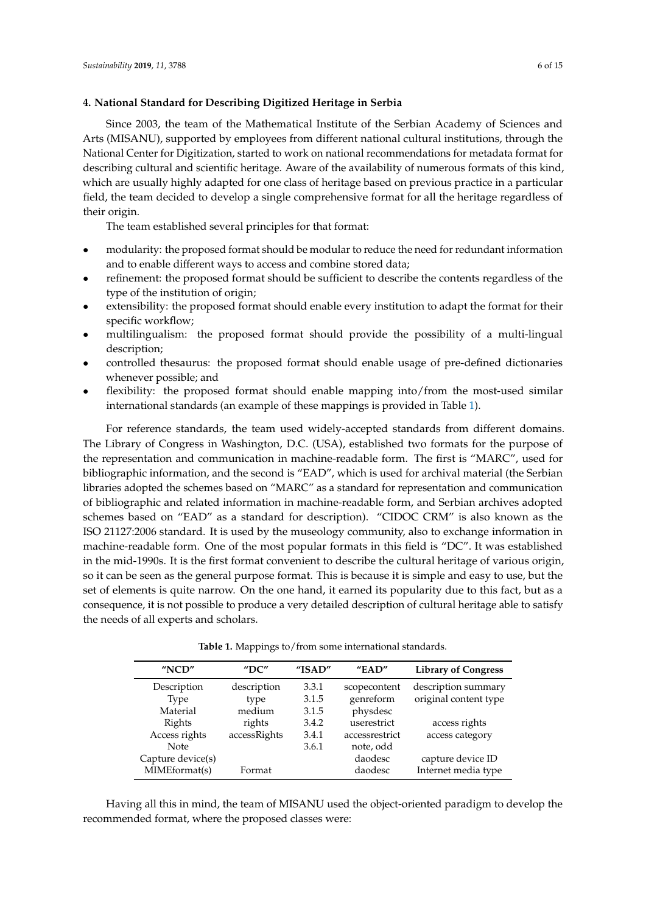## 4. National Standard for Describing Digitized Heritage in Serbia

Since 2003, the team of the Mathematical Institute of the Serbian Academy of Sciences and Arts (MISANU), supported by employees from different national cultural institutions, through the National Center for Digitization, started to work on national recommendations for metadata format for describing cultural and scientific heritage. Aware of the availability of numerous formats of this kind, which are usually highly adapted for one class of heritage based on previous practice in a particular field, the team decided to develop a single comprehensive format for all the heritage regardless of their origin.

The team established several principles for that format:

- modularity: the proposed format should be modular to reduce the need for redundant information and to enable different ways to access and combine stored data;
- refinement: the proposed format should be sufficient to describe the contents regardless of the type of the institution of origin;
- extensibility: the proposed format should enable every institution to adapt the format for their specific workflow;
- multilingualism: the proposed format should provide the possibility of a multi-lingual description;
- controlled thesaurus: the proposed format should enable usage of pre-defined dictionaries whenever possible; and
- flexibility: the proposed format should enable mapping into/from the most-used similar international standards (an example of these mappings is provided in Table 1).

For reference standards, the team used widely-accepted standards from different domains. The Library of Congress in Washington, D.C. (USA), established two formats for the purpose of the representation and communication in machine-readable form. The first is "MARC", used for bibliographic information, and the second is "EAD", which is used for archival material (the Serbian libraries adopted the schemes based on "MARC" as a standard for representation and communication of bibliographic and related information in machine-readable form, and Serbian archives adopted schemes based on "EAD" as a standard for description). "CIDOC CRM" is also known as the ISO 21127:2006 standard. It is used by the museology community, also to exchange information in machine-readable form. One of the most popular formats in this field is "DC". It was established in the mid-1990s. It is the first format convenient to describe the cultural heritage of various origin, so it can be seen as the general purpose format. This is because it is simple and easy to use, but the set of elements is quite narrow. On the one hand, it earned its popularity due to this fact, but as a consequence, it is not possible to produce a very detailed description of cultural heritage able to satisfy the needs of all experts and scholars.

**Table 1.** Mappings to/from some international standards.

| "NCD" | "DC" | "ISAD" | "EAD" | Library of Congress |
|---|---|---|---|---|
| Description | description | 3.3.1 | scopecontent | description summary |
| Type | type | 3.1.5 | genreform | original content type |
| Material | medium | 3.1.5 | physdesc | |
| Rights | rights | 3.4.2 | userestrict | access rights |
| Access rights | accessRights | 3.4.1 | accessrestrict | access category |
| Note | | 3.6.1 | note, odd | |
| Capture device(s) | | | daodesc | capture device ID |
| MIMEformat(s) | Format | | daodesc | Internet media type |

Having all this in mind, the team of MISANU used the object-oriented paradigm to develop the recommended format, where the proposed classes were: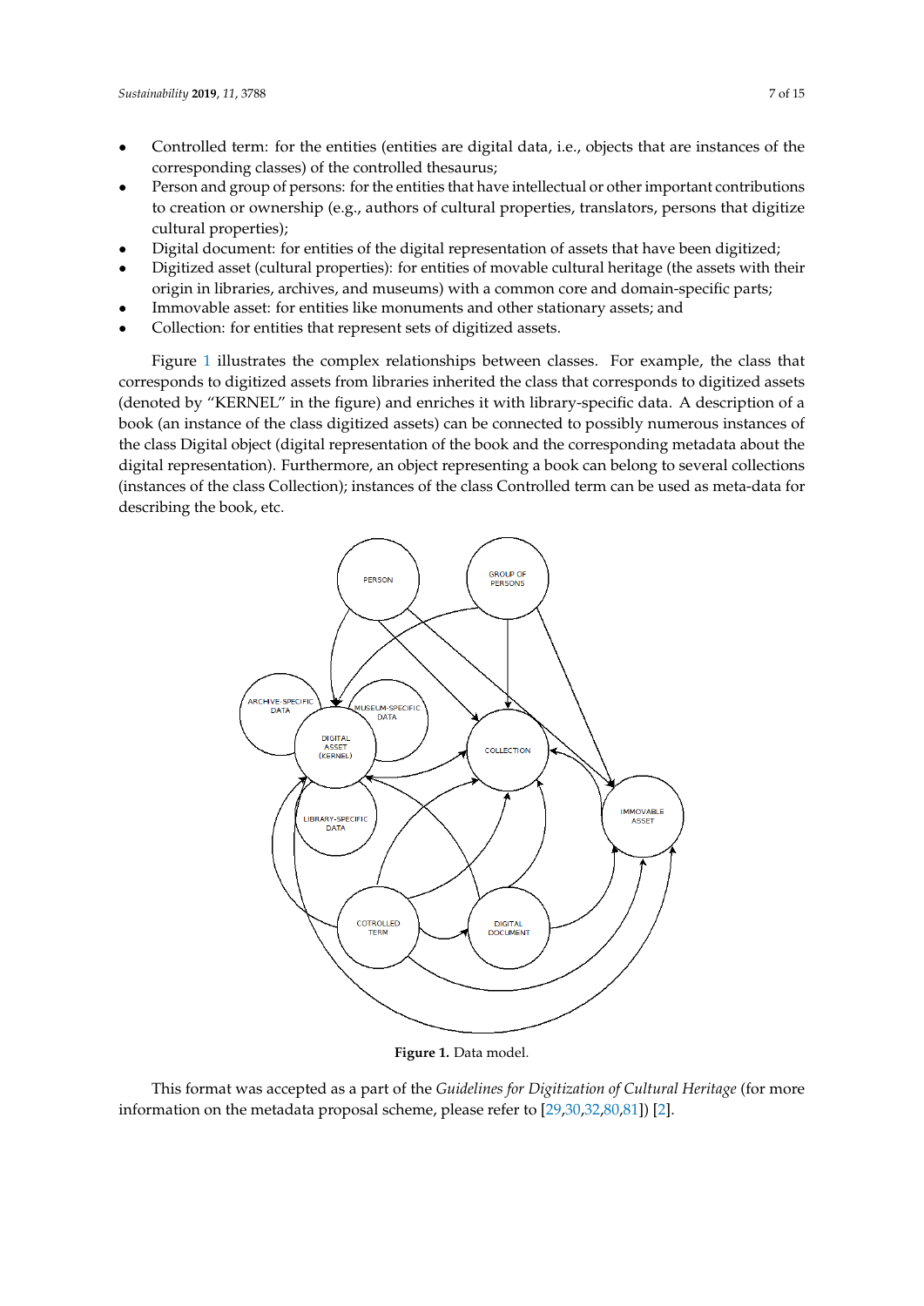- Controlled term: for the entities (entities are digital data, i.e., objects that are instances of the corresponding classes) of the controlled thesaurus;
- Person and group of persons: for the entities that have intellectual or other important contributions to creation or ownership (e.g., authors of cultural properties, translators, persons that digitize cultural properties);
- Digital document: for entities of the digital representation of assets that have been digitized;
- Digitized asset (cultural properties): for entities of movable cultural heritage (the assets with their origin in libraries, archives, and museums) with a common core and domain-specific parts;
- Immovable asset: for entities like monuments and other stationary assets; and
- Collection: for entities that represent sets of digitized assets.

Figure 1 illustrates the complex relationships between classes. For example, the class that corresponds to digitized assets from libraries inherited the class that corresponds to digitized assets (denoted by "KERNEL" in the figure) and enriches it with library-specific data. A description of a book (an instance of the class digitized assets) can be connected to possibly numerous instances of the class Digital object (digital representation of the book and the corresponding metadata about the digital representation). Furthermore, an object representing a book can belong to several collections (instances of the class Collection); instances of the class Controlled term can be used as meta-data for describing the book, etc.

**Figure 1.** Data model.

This format was accepted as a part of the *Guidelines for Digitization of Cultural Heritage* (for more information on the metadata proposal scheme, please refer to [29,30,32,80,81]) [2].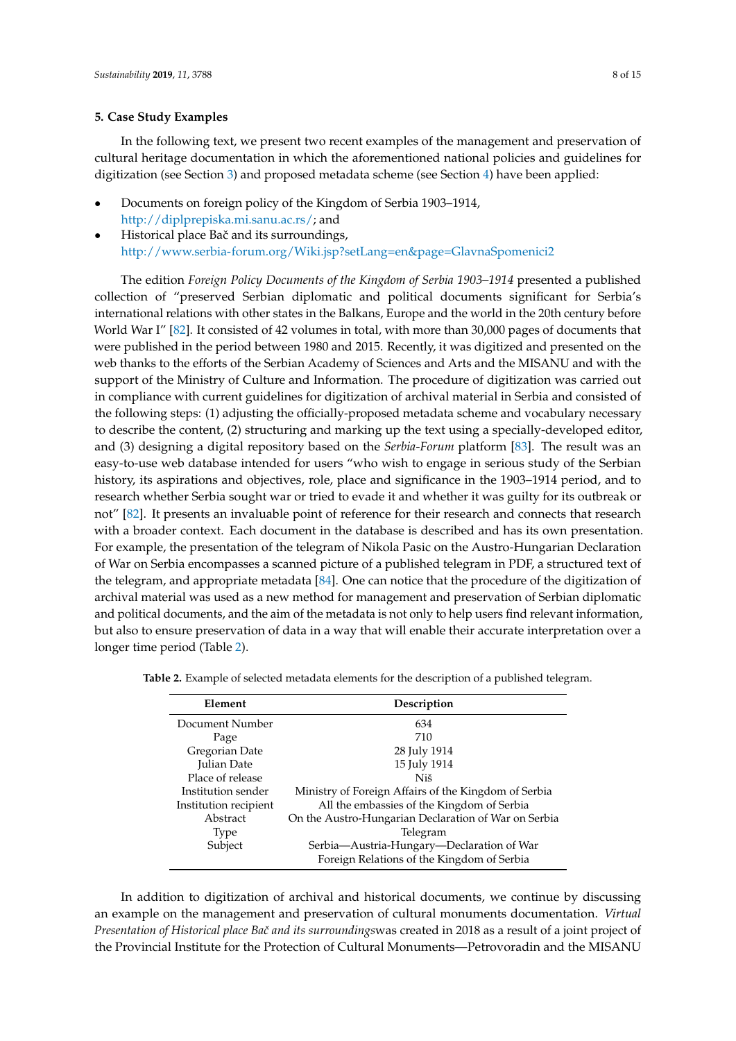### 5. Case Study Examples

In the following text, we present two recent examples of the management and preservation of cultural heritage documentation in which the aforementioned national policies and guidelines for digitization (see Section 3) and proposed metadata scheme (see Section 4) have been applied:

- Documents on foreign policy of the Kingdom of Serbia 1903–1914, http://diplprepiska.mi.sanu.ac.rs/; and
- Historical place Bač and its surroundings, http://www.serbia-forum.org/Wiki.jsp?setLang=en&page=GlavnaSpomenici2

The edition *Foreign Policy Documents of the Kingdom of Serbia 1903–1914* presented a published collection of "preserved Serbian diplomatic and political documents significant for Serbia's international relations with other states in the Balkans, Europe and the world in the 20th century before World War I" [82]. It consisted of 42 volumes in total, with more than 30,000 pages of documents that were published in the period between 1980 and 2015. Recently, it was digitized and presented on the web thanks to the efforts of the Serbian Academy of Sciences and Arts and the MISANU and with the support of the Ministry of Culture and Information. The procedure of digitization was carried out in compliance with current guidelines for digitization of archival material in Serbia and consisted of the following steps: (1) adjusting the officially-proposed metadata scheme and vocabulary necessary to describe the content, (2) structuring and marking up the text using a specially-developed editor, and (3) designing a digital repository based on the *Serbia-Forum* platform [83]. The result was an easy-to-use web database intended for users "who wish to engage in serious study of the Serbian history, its aspirations and objectives, role, place and significance in the 1903–1914 period, and to research whether Serbia sought war or tried to evade it and whether it was guilty for its outbreak or not" [82]. It presents an invaluable point of reference for their research and connects that research with a broader context. Each document in the database is described and has its own presentation. For example, the presentation of the telegram of Nikola Pasic on the Austro-Hungarian Declaration of War on Serbia encompasses a scanned picture of a published telegram in PDF, a structured text of the telegram, and appropriate metadata [84]. One can notice that the procedure of the digitization of archival material was used as a new method for management and preservation of Serbian diplomatic and political documents, and the aim of the metadata is not only to help users find relevant information, but also to ensure preservation of data in a way that will enable their accurate interpretation over a longer time period (Table 2).

**Table 2.** Example of selected metadata elements for the description of a published telegram.

| Element | Description |
|---|---|
| Document Number | 634 |
| Page | 710 |
| Gregorian Date | 28 July 1914 |
| Julian Date | 15 July 1914 |
| Place of release | Niš |
| Institution sender | Ministry of Foreign Affairs of the Kingdom of Serbia |
| Institution recipient | All the embassies of the Kingdom of Serbia |
| Abstract | On the Austro-Hungarian Declaration of War on Serbia |
| Type | Telegram |
| Subject | Serbia—Austria-Hungary—Declaration of War<br>Foreign Relations of the Kingdom of Serbia |

In addition to digitization of archival and historical documents, we continue by discussing an example on the management and preservation of cultural monuments documentation. *Virtual Presentation of Historical place Bač and its surroundings*was created in 2018 as a result of a joint project of the Provincial Institute for the Protection of Cultural Monuments—Petrovoradin and the MISANU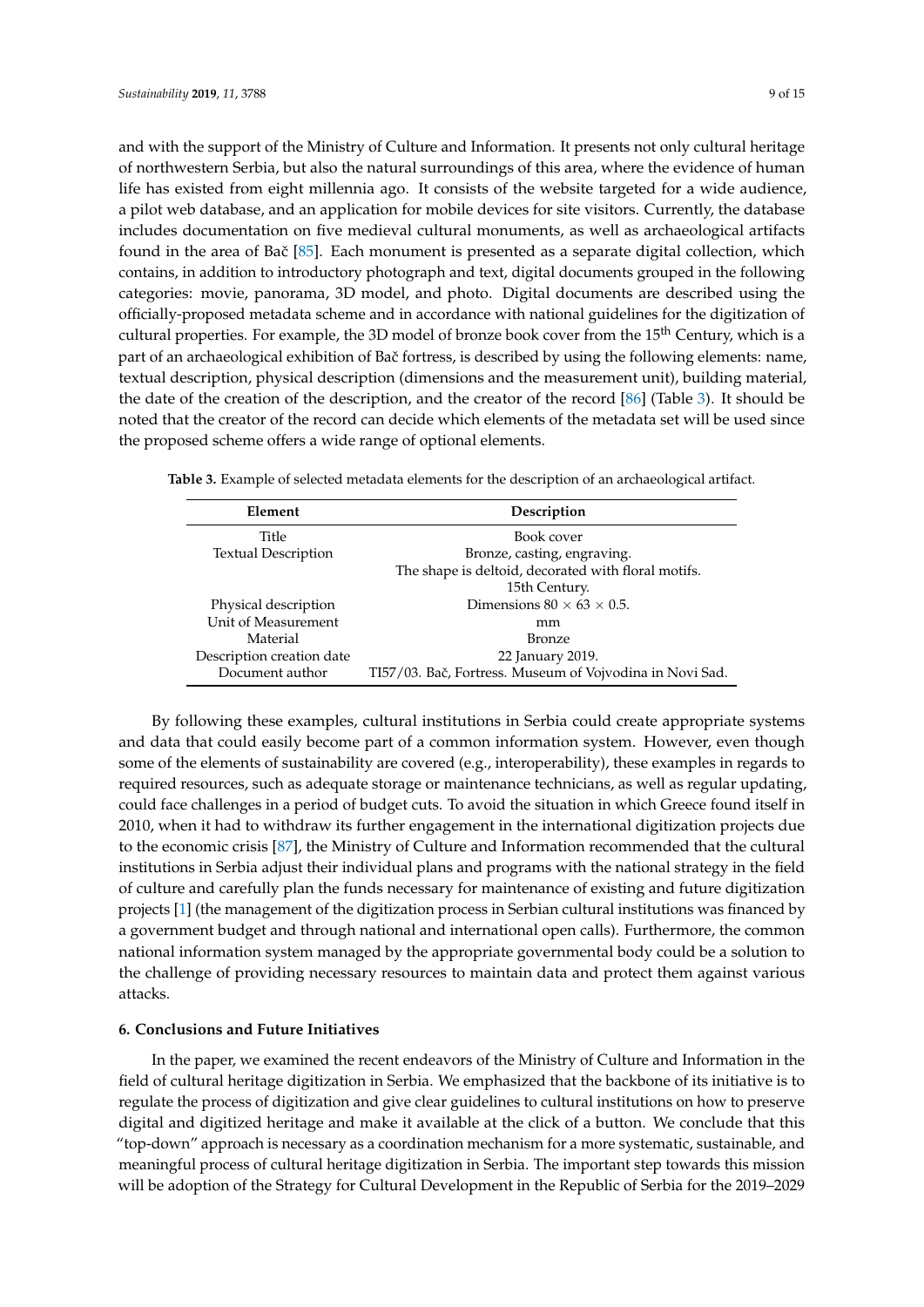and with the support of the Ministry of Culture and Information. It presents not only cultural heritage of northwestern Serbia, but also the natural surroundings of this area, where the evidence of human life has existed from eight millennia ago. It consists of the website targeted for a wide audience, a pilot web database, and an application for mobile devices for site visitors. Currently, the database includes documentation on five medieval cultural monuments, as well as archaeological artifacts found in the area of Bač [85]. Each monument is presented as a separate digital collection, which contains, in addition to introductory photograph and text, digital documents grouped in the following categories: movie, panorama, 3D model, and photo. Digital documents are described using the officially-proposed metadata scheme and in accordance with national guidelines for the digitization of cultural properties. For example, the 3D model of bronze book cover from the 15th Century, which is a part of an archaeological exhibition of Bač fortress, is described by using the following elements: name, textual description, physical description (dimensions and the measurement unit), building material, the date of the creation of the description, and the creator of the record [86] (Table 3). It should be noted that the creator of the record can decide which elements of the metadata set will be used since the proposed scheme offers a wide range of optional elements.

**Table 3.** Example of selected metadata elements for the description of an archaeological artifact.

| Element | Description |
|---|---|
| Title | Book cover |
| Textual Description | Bronze, casting, engraving. The shape is deltoid, decorated with floral motifs. 15th Century. |
| Physical description | Dimensions $80 \times 63 \times 0.5$. |
| Unit of Measurement | mm |
| Material | Bronze |
| Description creation date | 22 January 2019. |
| Document author | TI57/03. Bač, Fortress. Museum of Vojvodina in Novi Sad. |

By following these examples, cultural institutions in Serbia could create appropriate systems and data that could easily become part of a common information system. However, even though some of the elements of sustainability are covered (e.g., interoperability), these examples in regards to required resources, such as adequate storage or maintenance technicians, as well as regular updating, could face challenges in a period of budget cuts. To avoid the situation in which Greece found itself in 2010, when it had to withdraw its further engagement in the international digitization projects due to the economic crisis [87], the Ministry of Culture and Information recommended that the cultural institutions in Serbia adjust their individual plans and programs with the national strategy in the field of culture and carefully plan the funds necessary for maintenance of existing and future digitization projects [1] (the management of the digitization process in Serbian cultural institutions was financed by a government budget and through national and international open calls). Furthermore, the common national information system managed by the appropriate governmental body could be a solution to the challenge of providing necessary resources to maintain data and protect them against various attacks.

## 6. Conclusions and Future Initiatives

In the paper, we examined the recent endeavors of the Ministry of Culture and Information in the field of cultural heritage digitization in Serbia. We emphasized that the backbone of its initiative is to regulate the process of digitization and give clear guidelines to cultural institutions on how to preserve digital and digitized heritage and make it available at the click of a button. We conclude that this "top-down" approach is necessary as a coordination mechanism for a more systematic, sustainable, and meaningful process of cultural heritage digitization in Serbia. The important step towards this mission will be adoption of the Strategy for Cultural Development in the Republic of Serbia for the 2019–2029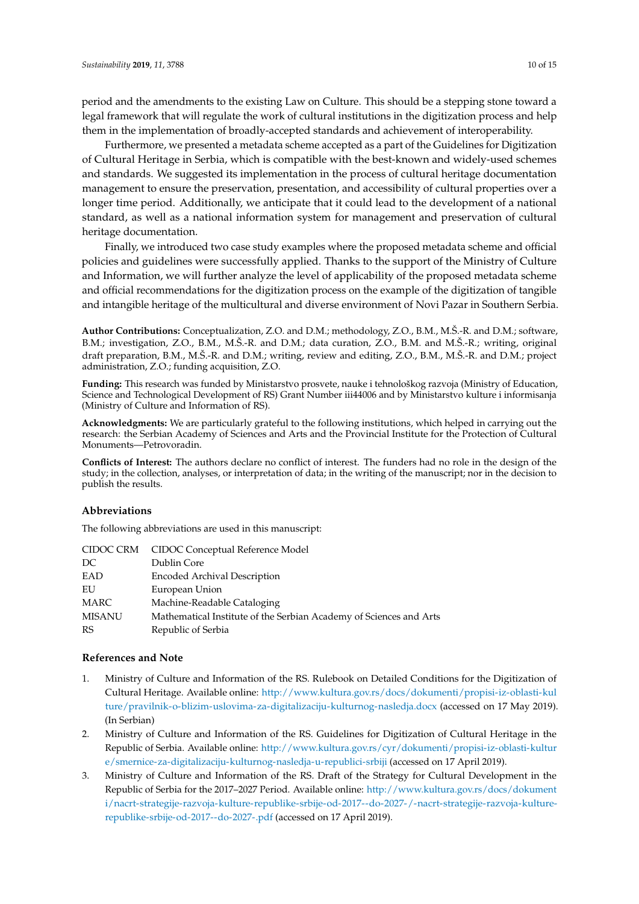period and the amendments to the existing Law on Culture. This should be a stepping stone toward a legal framework that will regulate the work of cultural institutions in the digitization process and help them in the implementation of broadly-accepted standards and achievement of interoperability.

Furthermore, we presented a metadata scheme accepted as a part of the Guidelines for Digitization of Cultural Heritage in Serbia, which is compatible with the best-known and widely-used schemes and standards. We suggested its implementation in the process of cultural heritage documentation management to ensure the preservation, presentation, and accessibility of cultural properties over a longer time period. Additionally, we anticipate that it could lead to the development of a national standard, as well as a national information system for management and preservation of cultural heritage documentation.

Finally, we introduced two case study examples where the proposed metadata scheme and official policies and guidelines were successfully applied. Thanks to the support of the Ministry of Culture and Information, we will further analyze the level of applicability of the proposed metadata scheme and official recommendations for the digitization process on the example of the digitization of tangible and intangible heritage of the multicultural and diverse environment of Novi Pazar in Southern Serbia.

**Author Contributions:** Conceptualization, Z.O. and D.M.; methodology, Z.O., B.M., M.Š.-R. and D.M.; software, B.M.; investigation, Z.O., B.M., M.Š.-R. and D.M.; data curation, Z.O., B.M. and M.Š.-R.; writing, original draft preparation, B.M., M.Š.-R. and D.M.; writing, review and editing, Z.O., B.M., M.Š.-R. and D.M.; project administration, Z.O.; funding acquisition, Z.O.

**Funding:** This research was funded by Ministarstvo prosvete, nauke i tehnološkog razvoja (Ministry of Education, Science and Technological Development of RS) Grant Number iii44006 and by Ministarstvo kulture i informisanja (Ministry of Culture and Information of RS).

**Acknowledgments:** We are particularly grateful to the following institutions, which helped in carrying out the research: the Serbian Academy of Sciences and Arts and the Provincial Institute for the Protection of Cultural Monuments—Petrovoradin.

**Conflicts of Interest:** The authors declare no conflict of interest. The funders had no role in the design of the study; in the collection, analyses, or interpretation of data; in the writing of the manuscript; nor in the decision to publish the results.

## Abbreviations

The following abbreviations are used in this manuscript:

| | |
|---|---|
| CIDOC CRM | CIDOC Conceptual Reference Model |
| DC | Dublin Core |
| EAD | Encoded Archival Description |
| EU | European Union |
| MARC | Machine-Readable Cataloging |
| MISANU | Mathematical Institute of the Serbian Academy of Sciences and Arts |
| RS | Republic of Serbia |

## References and Note

1. Ministry of Culture and Information of the RS. Rulebook on Detailed Conditions for the Digitization of Cultural Heritage. Available online: http://www.kultura.gov.rs/docs/dokumenti/propisi-iz-oblasti-kulture/pravilnik-o-blizim-uslovima-za-digitalizaciju-kulturnog-nasledja.docx (accessed on 17 May 2019). (In Serbian)
2. Ministry of Culture and Information of the RS. Guidelines for Digitization of Cultural Heritage in the Republic of Serbia. Available online: http://www.kultura.gov.rs/cyr/dokumenti/propisi-iz-oblasti-kulture/smernice-za-digitalizaciju-kulturnog-nasledja-u-republici-srbiji (accessed on 17 April 2019).
3. Ministry of Culture and Information of the RS. Draft of the Strategy for Cultural Development in the Republic of Serbia for the 2017–2027 Period. Available online: http://www.kultura.gov.rs/docs/dokumenti/nacrt-strategije-razvoja-kulture-republike-srbije-od-2017--do-2027-/-nacrt-strategije-razvoja-kulture-republike-srbije-od-2017--do-2027-.pdf (accessed on 17 April 2019).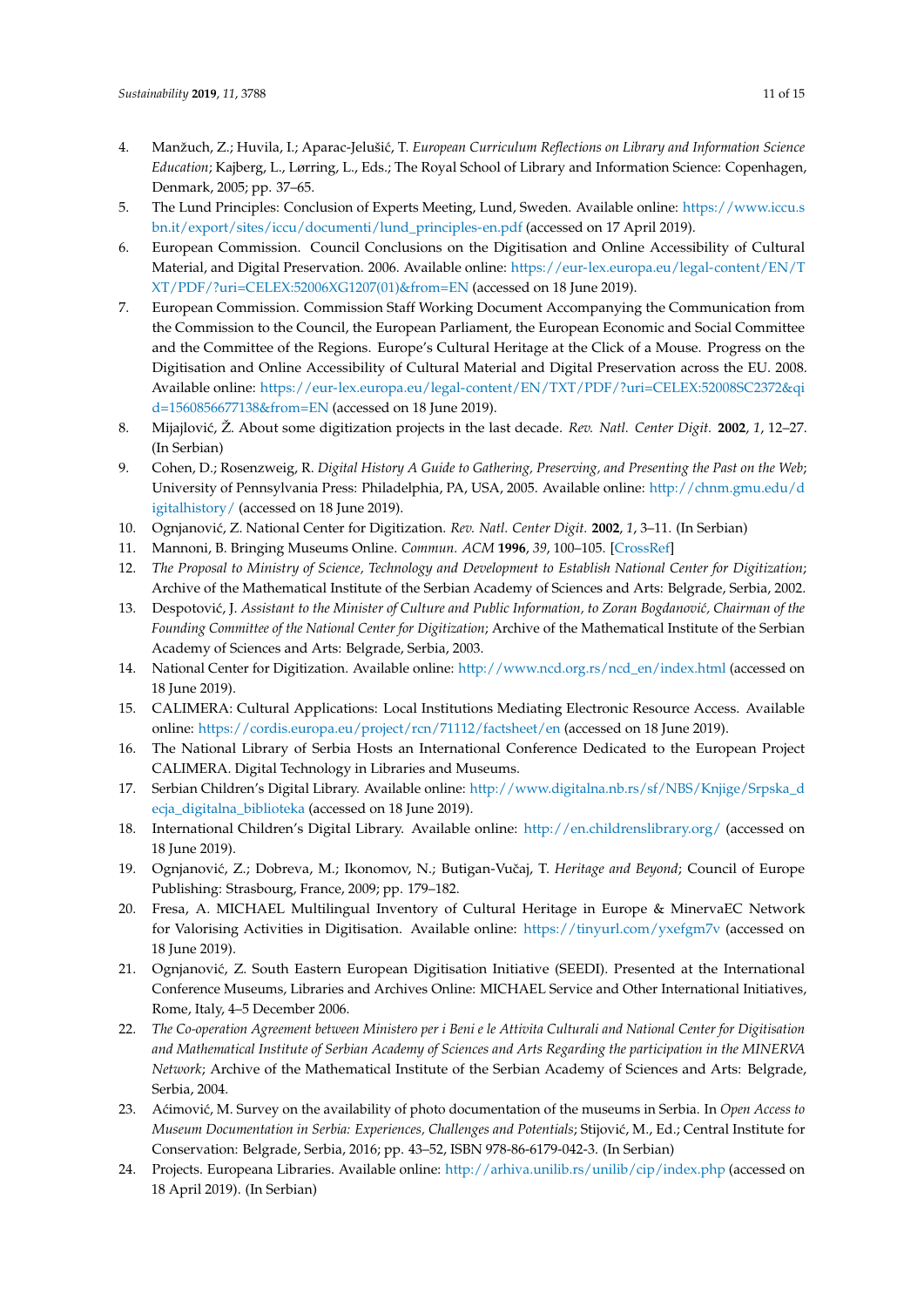4. Manžuch, Z.; Huvila, I.; Aparac-Jelušić, T. *European Curriculum Reflections on Library and Information Science Education*; Kajberg, L., Lørring, L., Eds.; The Royal School of Library and Information Science: Copenhagen, Denmark, 2005; pp. 37–65.
5. The Lund Principles: Conclusion of Experts Meeting, Lund, Sweden. Available online: https://www.iccu.sbn.it/export/sites/iccu/documenti/lund_principles-en.pdf (accessed on 17 April 2019).
6. European Commission. Council Conclusions on the Digitisation and Online Accessibility of Cultural Material, and Digital Preservation. 2006. Available online: https://eur-lex.europa.eu/legal-content/EN/TXT/PDF/?uri=CELEX:52006XG1207(01)&from=EN (accessed on 18 June 2019).
7. European Commission. Commission Staff Working Document Accompanying the Communication from the Commission to the Council, the European Parliament, the European Economic and Social Committee and the Committee of the Regions. Europe's Cultural Heritage at the Click of a Mouse. Progress on the Digitisation and Online Accessibility of Cultural Material and Digital Preservation across the EU. 2008. Available online: https://eur-lex.europa.eu/legal-content/EN/TXT/PDF/?uri=CELEX:52008SC2372&qid=1560856677138&from=EN (accessed on 18 June 2019).
8. Mijajlović, Ž. About some digitization projects in the last decade. *Rev. Natl. Center Digit.* **2002**, *1*, 12–27. (In Serbian)
9. Cohen, D.; Rosenzweig, R. *Digital History A Guide to Gathering, Preserving, and Presenting the Past on the Web*; University of Pennsylvania Press: Philadelphia, PA, USA, 2005. Available online: http://chnm.gmu.edu/digitalhistory/ (accessed on 18 June 2019).
10. Ognjanović, Z. National Center for Digitization. *Rev. Natl. Center Digit.* **2002**, *1*, 3–11. (In Serbian)
11. Mannoni, B. Bringing Museums Online. *Commun. ACM* **1996**, *39*, 100–105. [CrossRef]
12. *The Proposal to Ministry of Science, Technology and Development to Establish National Center for Digitization*; Archive of the Mathematical Institute of the Serbian Academy of Sciences and Arts: Belgrade, Serbia, 2002.
13. Despotović, J. *Assistant to the Minister of Culture and Public Information, to Zoran Bogdanović, Chairman of the Founding Committee of the National Center for Digitization*; Archive of the Mathematical Institute of the Serbian Academy of Sciences and Arts: Belgrade, Serbia, 2003.
14. National Center for Digitization. Available online: http://www.ncd.org.rs/ncd_en/index.html (accessed on 18 June 2019).
15. CALIMERA: Cultural Applications: Local Institutions Mediating Electronic Resource Access. Available online: https://cordis.europa.eu/project/rcn/71112/factsheet/en (accessed on 18 June 2019).
16. The National Library of Serbia Hosts an International Conference Dedicated to the European Project CALIMERA. Digital Technology in Libraries and Museums.
17. Serbian Children's Digital Library. Available online: http://www.digitalna.nb.rs/sf/NBS/Knjige/Srpska_decja_digitalna_biblioteka (accessed on 18 June 2019).
18. International Children's Digital Library. Available online: http://en.childrenslibrary.org/ (accessed on 18 June 2019).
19. Ognjanović, Z.; Dobreva, M.; Ikonomov, N.; Butigan-Vučaj, T. *Heritage and Beyond*; Council of Europe Publishing: Strasbourg, France, 2009; pp. 179–182.
20. Fresa, A. MICHAEL Multilingual Inventory of Cultural Heritage in Europe & MinervaEC Network for Valorising Activities in Digitisation. Available online: https://tinyurl.com/yxefgm7v (accessed on 18 June 2019).
21. Ognjanović, Z. South Eastern European Digitisation Initiative (SEEDI). Presented at the International Conference Museums, Libraries and Archives Online: MICHAEL Service and Other International Initiatives, Rome, Italy, 4–5 December 2006.
22. *The Co-operation Agreement between Ministero per i Beni e le Attivita Culturali and National Center for Digitisation and Mathematical Institute of Serbian Academy of Sciences and Arts Regarding the participation in the MINERVA Network*; Archive of the Mathematical Institute of the Serbian Academy of Sciences and Arts: Belgrade, Serbia, 2004.
23. Aćimović, M. Survey on the availability of photo documentation of the museums in Serbia. In *Open Access to Museum Documentation in Serbia: Experiences, Challenges and Potentials*; Stijović, M., Ed.; Central Institute for Conservation: Belgrade, Serbia, 2016; pp. 43–52, ISBN 978-86-6179-042-3. (In Serbian)
24. Projects. Europeana Libraries. Available online: http://arhiva.unilib.rs/unilib/cip/index.php (accessed on 18 April 2019). (In Serbian)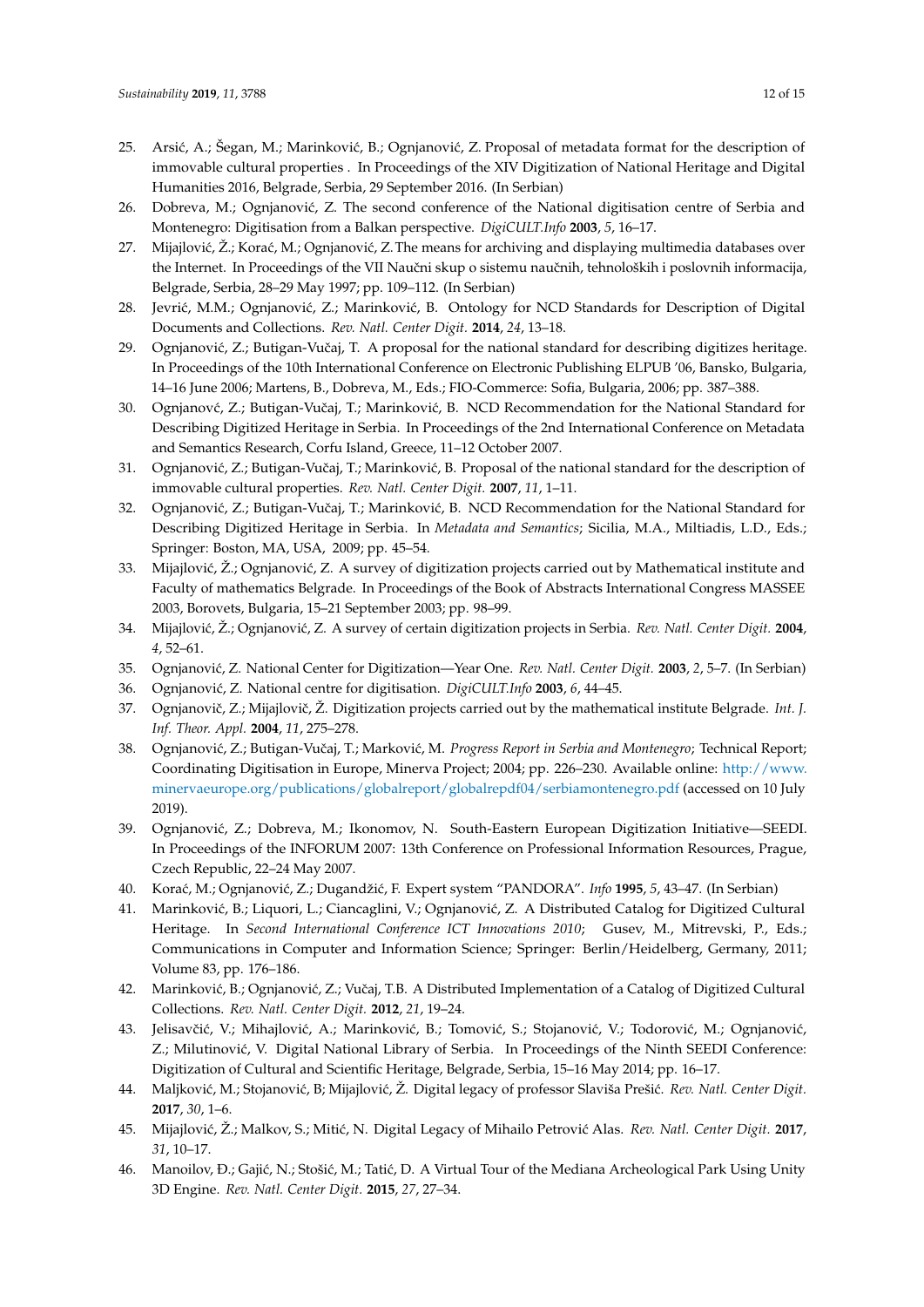25. Arsić, A.; Šegan, M.; Marinković, B.; Ognjanović, Z. Proposal of metadata format for the description of immovable cultural properties . In Proceedings of the XIV Digitization of National Heritage and Digital Humanities 2016, Belgrade, Serbia, 29 September 2016. (In Serbian)
26. Dobreva, M.; Ognjanović, Z. The second conference of the National digitisation centre of Serbia and Montenegro: Digitisation from a Balkan perspective. *DigiCULT.Info* **2003**, *5*, 16–17.
27. Mijajlović, Ž.; Korać, M.; Ognjanović, Z. The means for archiving and displaying multimedia databases over the Internet. In Proceedings of the VII Naučni skup o sistemu naučnih, tehnoloških i poslovnih informacija, Belgrade, Serbia, 28–29 May 1997; pp. 109–112. (In Serbian)
28. Jevrić, M.M.; Ognjanović, Z.; Marinković, B. Ontology for NCD Standards for Description of Digital Documents and Collections. *Rev. Natl. Center Digit.* **2014**, *24*, 13–18.
29. Ognjanović, Z.; Butigan-Vučaj, T. A proposal for the national standard for describing digitizes heritage. In Proceedings of the 10th International Conference on Electronic Publishing ELPUB '06, Bansko, Bulgaria, 14–16 June 2006; Martens, B., Dobreva, M., Eds.; FIO-Commerce: Sofia, Bulgaria, 2006; pp. 387–388.
30. Ognjanovć, Z.; Butigan-Vučaj, T.; Marinković, B. NCD Recommendation for the National Standard for Describing Digitized Heritage in Serbia. In Proceedings of the 2nd International Conference on Metadata and Semantics Research, Corfu Island, Greece, 11–12 October 2007.
31. Ognjanović, Z.; Butigan-Vučaj, T.; Marinković, B. Proposal of the national standard for the description of immovable cultural properties. *Rev. Natl. Center Digit.* **2007**, *11*, 1–11.
32. Ognjanović, Z.; Butigan-Vučaj, T.; Marinković, B. NCD Recommendation for the National Standard for Describing Digitized Heritage in Serbia. In *Metadata and Semantics*; Sicilia, M.A., Miltiadis, L.D., Eds.; Springer: Boston, MA, USA, 2009; pp. 45–54.
33. Mijajlović, Ž.; Ognjanović, Z. A survey of digitization projects carried out by Mathematical institute and Faculty of mathematics Belgrade. In Proceedings of the Book of Abstracts International Congress MASSEE 2003, Borovets, Bulgaria, 15–21 September 2003; pp. 98–99.
34. Mijajlović, Ž.; Ognjanović, Z. A survey of certain digitization projects in Serbia. *Rev. Natl. Center Digit.* **2004**, *4*, 52–61.
35. Ognjanović, Z. National Center for Digitization—Year One. *Rev. Natl. Center Digit.* **2003**, *2*, 5–7. (In Serbian)
36. Ognjanović, Z. National centre for digitization. *DigiCULT.Info* **2003**, *6*, 44–45.
37. Ognjanovič, Z.; Mijajlovič, Ž. Digitization projects carried out by the mathematical institute Belgrade. *Int. J. Inf. Theor. Appl.* **2004**, *11*, 275–278.
38. Ognjanović, Z.; Butigan-Vučaj, T.; Marković, M. *Progress Report in Serbia and Montenegro*; Technical Report; Coordinating Digitisation in Europe, Minerva Project; 2004; pp. 226–230. Available online: http://www.minervaeurope.org/publications/globalreport/globalrepdf04/serbiamontenegro.pdf (accessed on 10 July 2019).
39. Ognjanović, Z.; Dobreva, M.; Ikonomov, N. South-Eastern European Digitization Initiative—SEEDI. In Proceedings of the INFORUM 2007: 13th Conference on Professional Information Resources, Prague, Czech Republic, 22–24 May 2007.
40. Korać, M.; Ognjanović, Z.; Dugandžić, F. Expert system "PANDORA". *Info* **1995**, *5*, 43–47. (In Serbian)
41. Marinković, B.; Liquori, L.; Ciancaglini, V.; Ognjanović, Z. A Distributed Catalog for Digitized Cultural Heritage. In *Second International Conference ICT Innovations 2010*; Gusev, M., Mitrevski, P., Eds.; Communications in Computer and Information Science; Springer: Berlin/Heidelberg, Germany, 2011; Volume 83, pp. 176–186.
42. Marinković, B.; Ognjanović, Z.; Vučaj, T.B. A Distributed Implementation of a Catalog of Digitized Cultural Collections. *Rev. Natl. Center Digit.* **2012**, *21*, 19–24.
43. Jelisavčić, V.; Mihajlović, A.; Marinković, B.; Tomović, S.; Stojanović, V.; Todorović, M.; Ognjanović, Z.; Milutinović, V. Digital National Library of Serbia. In Proceedings of the Ninth SEEDI Conference: Digitization of Cultural and Scientific Heritage, Belgrade, Serbia, 15–16 May 2014; pp. 16–17.
44. Maljković, M.; Stojanović, B; Mijajlović, Ž. Digital legacy of professor Slaviša Prešić. *Rev. Natl. Center Digit.* **2017**, *30*, 1–6.
45. Mijajlović, Ž.; Malkov, S.; Mitić, N. Digital Legacy of Mihailo Petrović Alas. *Rev. Natl. Center Digit.* **2017**, *31*, 10–17.
46. Manoilov, Đ.; Gajić, N.; Stošić, M.; Tatić, D. A Virtual Tour of the Mediana Archeological Park Using Unity 3D Engine. *Rev. Natl. Center Digit.* **2015**, *27*, 27–34.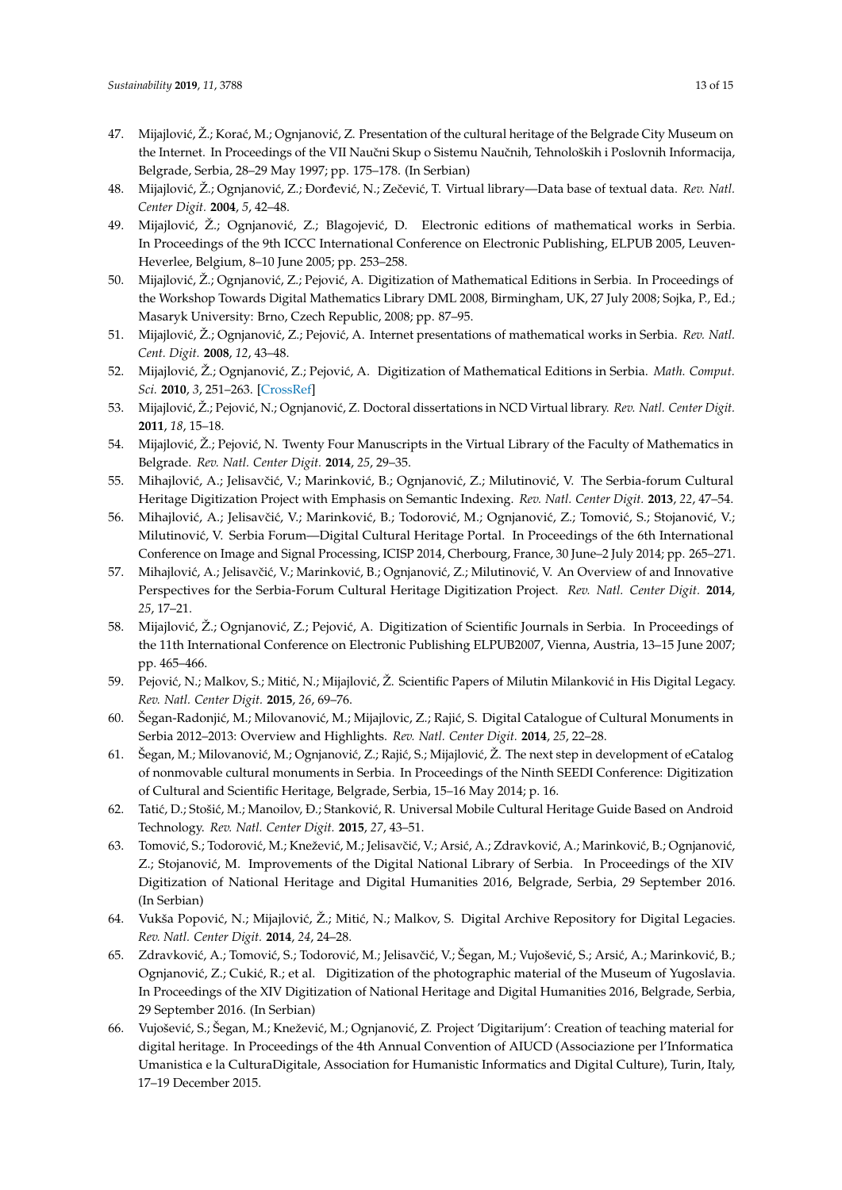47. Mijajlović, Ž.; Korać, M.; Ognjanović, Z. Presentation of the cultural heritage of the Belgrade City Museum on the Internet. In Proceedings of the VII Naučni Skup o Sistemu Naučnih, Tehnoloških i Poslovnih Informacija, Belgrade, Serbia, 28–29 May 1997; pp. 175–178. (In Serbian)
48. Mijajlović, Ž.; Ognjanović, Z.; Đorđević, N.; Zečević, T. Virtual library—Data base of textual data. *Rev. Natl. Center Digit.* **2004**, *5*, 42–48.
49. Mijajlović, Ž.; Ognjanović, Z.; Blagojević, D. Electronic editions of mathematical works in Serbia. In Proceedings of the 9th ICCC International Conference on Electronic Publishing, ELPUB 2005, Leuven-Heverlee, Belgium, 8–10 June 2005; pp. 253–258.
50. Mijajlović, Ž.; Ognjanović, Z.; Pejović, A. Digitization of Mathematical Editions in Serbia. In Proceedings of the Workshop Towards Digital Mathematics Library DML 2008, Birmingham, UK, 27 July 2008; Sojka, P., Ed.; Masaryk University: Brno, Czech Republic, 2008; pp. 87–95.
51. Mijajlović, Ž.; Ognjanović, Z.; Pejović, A. Internet presentations of mathematical works in Serbia. *Rev. Natl. Cent. Digit.* **2008**, *12*, 43–48.
52. Mijajlović, Ž.; Ognjanović, Z.; Pejović, A. Digitization of Mathematical Editions in Serbia. *Math. Comput. Sci.* **2010**, *3*, 251–263. [CrossRef]
53. Mijajlović, Ž.; Pejović, N.; Ognjanović, Z. Doctoral dissertations in NCD Virtual library. *Rev. Natl. Center Digit.* **2011**, *18*, 15–18.
54. Mijajlović, Ž.; Pejović, N. Twenty Four Manuscripts in the Virtual Library of the Faculty of Mathematics in Belgrade. *Rev. Natl. Center Digit.* **2014**, *25*, 29–35.
55. Mihajlović, A.; Jelisavčić, V.; Marinković, B.; Ognjanović, Z.; Milutinović, V. The Serbia-forum Cultural Heritage Digitization Project with Emphasis on Semantic Indexing. *Rev. Natl. Center Digit.* **2013**, *22*, 47–54.
56. Mihajlović, A.; Jelisavčić, V.; Marinković, B.; Todorović, M.; Ognjanović, Z.; Tomović, S.; Stojanović, V.; Milutinović, V. Serbia Forum—Digital Cultural Heritage Portal. In Proceedings of the 6th International Conference on Image and Signal Processing, ICISP 2014, Cherbourg, France, 30 June–2 July 2014; pp. 265–271.
57. Mihajlović, A.; Jelisavčić, V.; Marinković, B.; Ognjanović, Z.; Milutinović, V. An Overview of and Innovative Perspectives for the Serbia-Forum Cultural Heritage Digitization Project. *Rev. Natl. Center Digit.* **2014**, *25*, 17–21.
58. Mijajlović, Ž.; Ognjanović, Z.; Pejović, A. Digitization of Scientific Journals in Serbia. In Proceedings of the 11th International Conference on Electronic Publishing ELPUB2007, Vienna, Austria, 13–15 June 2007; pp. 465–466.
59. Pejović, N.; Malkov, S.; Mitić, N.; Mijajlović, Ž. Scientific Papers of Milutin Milanković in His Digital Legacy. *Rev. Natl. Center Digit.* **2015**, *26*, 69–76.
60. Šegan-Radonjić, M.; Milovanović, M.; Mijajlovic, Z.; Rajić, S. Digital Catalogue of Cultural Monuments in Serbia 2012–2013: Overview and Highlights. *Rev. Natl. Center Digit.* **2014**, *25*, 22–28.
61. Šegan, M.; Milovanović, M.; Ognjanović, Z.; Rajić, S.; Mijajlović, Ž. The next step in development of eCatalog of nonmovable cultural monuments in Serbia. In Proceedings of the Ninth SEEDI Conference: Digitization of Cultural and Scientific Heritage, Belgrade, Serbia, 15–16 May 2014; p. 16.
62. Tatić, D.; Stošić, M.; Manoilov, Đ.; Stanković, R. Universal Mobile Cultural Heritage Guide Based on Android Technology. *Rev. Natl. Center Digit.* **2015**, *27*, 43–51.
63. Tomović, S.; Todorović, M.; Knežević, M.; Jelisavčić, V.; Arsić, A.; Zdravković, A.; Marinković, B.; Ognjanović, Z.; Stojanović, M. Improvements of the Digital National Library of Serbia. In Proceedings of the XIV Digitization of National Heritage and Digital Humanities 2016, Belgrade, Serbia, 29 September 2016. (In Serbian)
64. Vukša Popović, N.; Mijajlović, Ž.; Mitić, N.; Malkov, S. Digital Archive Repository for Digital Legacies. *Rev. Natl. Center Digit.* **2014**, *24*, 24–28.
65. Zdravković, A.; Tomović, S.; Todorović, M.; Jelisavčić, V.; Šegan, M.; Vujošević, S.; Arsić, A.; Marinković, B.; Ognjanović, Z.; Cukić, R.; et al. Digitization of the photographic material of the Museum of Yugoslavia. In Proceedings of the XIV Digitization of National Heritage and Digital Humanities 2016, Belgrade, Serbia, 29 September 2016. (In Serbian)
66. Vujošević, S.; Šegan, M.; Knežević, M.; Ognjanović, Z. Project 'Digitarijum': Creation of teaching material for digital heritage. In Proceedings of the 4th Annual Convention of AIUCD (Associazione per l'Informatica Umanistica e la CulturaDigitale, Association for Humanistic Informatics and Digital Culture), Turin, Italy, 17–19 December 2015.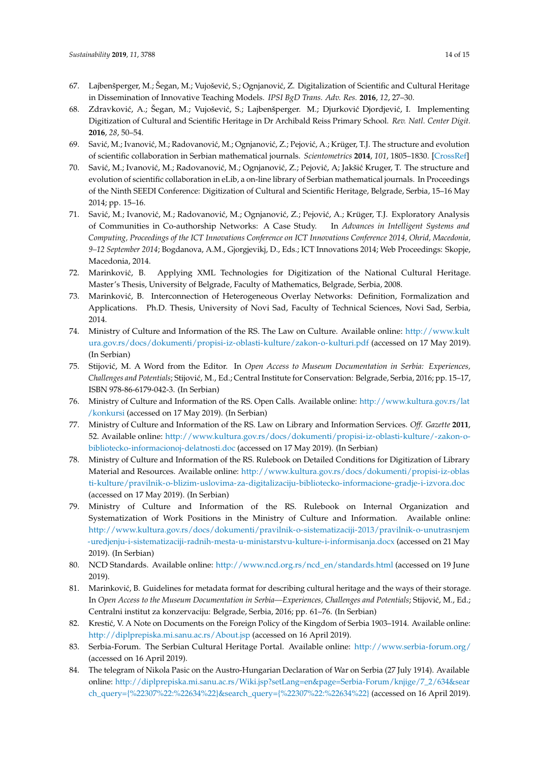67. Lajbenšperger, M.; Šegan, M.; Vujošević, S.; Ognjanović, Z. Digitalization of Scientific and Cultural Heritage in Dissemination of Innovative Teaching Models. *IPSI BgD Trans. Adv. Res.* **2016**, *12*, 27–30.
68. Zdravković, A.; Šegan, M.; Vujošević, S.; Lajbenšperger. M.; Djurković Djordjević, I. Implementing Digitization of Cultural and Scientific Heritage in Dr Archibald Reiss Primary School. *Rev. Natl. Center Digit.* **2016**, *28*, 50–54.
69. Savić, M.; Ivanović, M.; Radovanović, M.; Ognjanović, Z.; Pejović, A.; Krüger, T.J. The structure and evolution of scientific collaboration in Serbian mathematical journals. *Scientometrics* **2014**, *101*, 1805–1830. [CrossRef]
70. Savić, M.; Ivanović, M.; Radovanović, M.; Ognjanović, Z.; Pejović, A; Jakšić Kruger, T. The structure and evolution of scientific collaboration in eLib, a on-line library of Serbian mathematical journals. In Proceedings of the Ninth SEEDI Conference: Digitization of Cultural and Scientific Heritage, Belgrade, Serbia, 15–16 May 2014; pp. 15–16.
71. Savić, M.; Ivanović, M.; Radovanović, M.; Ognjanović, Z.; Pejović, A.; Krüger, T.J. Exploratory Analysis of Communities in Co-authorship Networks: A Case Study. In *Advances in Intelligent Systems and Computing, Proceedings of the ICT Innovations Conference on ICT Innovations Conference 2014, Ohrid, Macedonia, 9–12 September 2014*; Bogdanova, A.M., Gjorgjevikj, D., Eds.; ICT Innovations 2014; Web Proceedings: Skopje, Macedonia, 2014.
72. Marinković, B. Applying XML Technologies for Digitization of the National Cultural Heritage. Master's Thesis, University of Belgrade, Faculty of Mathematics, Belgrade, Serbia, 2008.
73. Marinković, B. Interconnection of Heterogeneous Overlay Networks: Definition, Formalization and Applications. Ph.D. Thesis, University of Novi Sad, Faculty of Technical Sciences, Novi Sad, Serbia, 2014.
74. Ministry of Culture and Information of the RS. The Law on Culture. Available online: http://www.kultura.gov.rs/docs/dokumenti/propisi-iz-oblasti-kulture/zakon-o-kulturi.pdf (accessed on 17 May 2019). (In Serbian)
75. Stijović, M. A Word from the Editor. In *Open Access to Museum Documentation in Serbia: Experiences, Challenges and Potentials*; Stijović, M., Ed.; Central Institute for Conservation: Belgrade, Serbia, 2016; pp. 15–17, ISBN 978-86-6179-042-3. (In Serbian)
76. Ministry of Culture and Information of the RS. Open Calls. Available online: http://www.kultura.gov.rs/lat/konkursi (accessed on 17 May 2019). (In Serbian)
77. Ministry of Culture and Information of the RS. Law on Library and Information Services. *Off. Gazette* **2011**, 52. Available online: http://www.kultura.gov.rs/docs/dokumenti/propisi-iz-oblasti-kulture/-zakon-o-bibliotecko-informacionoj-delatnosti.doc (accessed on 17 May 2019). (In Serbian)
78. Ministry of Culture and Information of the RS. Rulebook on Detailed Conditions for Digitization of Library Material and Resources. Available online: http://www.kultura.gov.rs/docs/dokumenti/propisi-iz-oblasti-kulture/pravilnik-o-blizim-uslovima-za-digitalizaciju-bibliotecko-informacione-gradje-i-izvora.doc (accessed on 17 May 2019). (In Serbian)
79. Ministry of Culture and Information of the RS. Rulebook on Internal Organization and Systematization of Work Positions in the Ministry of Culture and Information. Available online: http://www.kultura.gov.rs/docs/dokumenti/pravilnik-o-sistematizaciji-2013/pravilnik-o-unutrasnjem-uredjenju-i-sistematizaciji-radnih-mesta-u-ministarstvu-kulture-i-informisanja.docx (accessed on 21 May 2019). (In Serbian)
80. NCD Standards. Available online: http://www.ncd.org.rs/ncd_en/standards.html (accessed on 19 June 2019).
81. Marinković, B. Guidelines for metadata format for describing cultural heritage and the ways of their storage. In *Open Access to the Museum Documentation in Serbia—Experiences, Challenges and Potentials*; Stijović, M., Ed.; Centralni institut za konzervaciju: Belgrade, Serbia, 2016; pp. 61–76. (In Serbian)
82. Krestić, V. A Note on Documents on the Foreign Policy of the Kingdom of Serbia 1903–1914. Available online: http://diplprepiska.mi.sanu.ac.rs/About.jsp (accessed on 16 April 2019).
83. Serbia-Forum. The Serbian Cultural Heritage Portal. Available online: http://www.serbia-forum.org/ (accessed on 16 April 2019).
84. The telegram of Nikola Pasic on the Austro-Hungarian Declaration of War on Serbia (27 July 1914). Available online: http://diplprepiska.mi.sanu.ac.rs/Wiki.jsp?setLang=en&page=Serbia-Forum/knjige/7_2/634&search_query={%22307%22:%22634%22}&search_query={%22307%22:%22634%22} (accessed on 16 April 2019).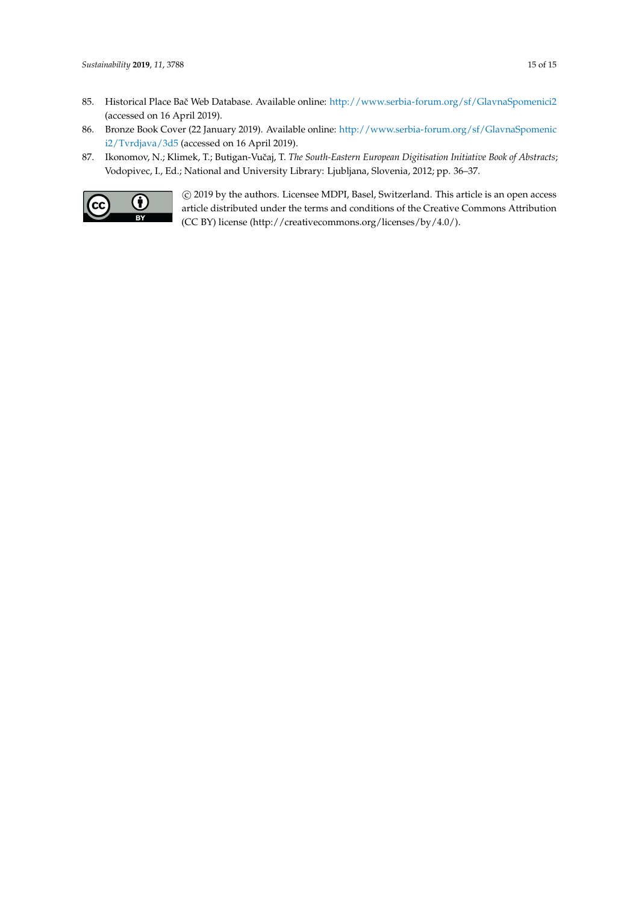85. Historical Place Bač Web Database. Available online: http://www.serbia-forum.org/sf/GlavnaSpomenici2 (accessed on 16 April 2019).
86. Bronze Book Cover (22 January 2019). Available online: http://www.serbia-forum.org/sf/GlavnaSpomenici2/Tvrdjava/3d5 (accessed on 16 April 2019).
87. Ikonomov, N.; Klimek, T.; Butigan-Vučaj, T. *The South-Eastern European Digitisation Initiative Book of Abstracts*; Vodopivec, I., Ed.; National and University Library: Ljubljana, Slovenia, 2012; pp. 36–37.

© 2019 by the authors. Licensee MDPI, Basel, Switzerland. This article is an open access article distributed under the terms and conditions of the Creative Commons Attribution (CC BY) license (http://creativecommons.org/licenses/by/4.0/).